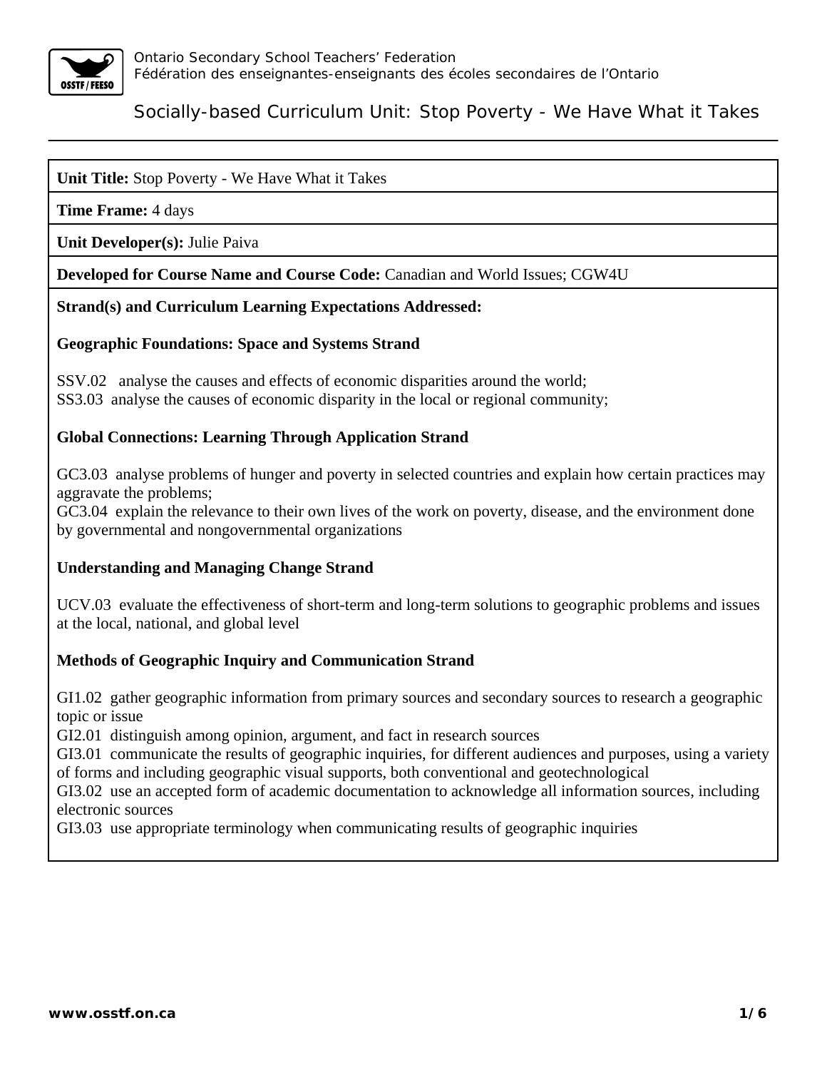Ontario Secondary School Teachers' Federation
Fédération des enseignantes-enseignants des écoles secondaires de l'Ontario

# Socially-based Curriculum Unit: Stop Poverty - We Have What it Takes

**Unit Title:** Stop Poverty - We Have What it Takes

**Time Frame:** 4 days

**Unit Developer(s):** Julie Paiva

**Developed for Course Name and Course Code:** Canadian and World Issues; CGW4U

**Strand(s) and Curriculum Learning Expectations Addressed:**

**Geographic Foundations: Space and Systems Strand**

SSV.02 analyse the causes and effects of economic disparities around the world;
SS3.03 analyse the causes of economic disparity in the local or regional community;

**Global Connections: Learning Through Application Strand**

GC3.03 analyse problems of hunger and poverty in selected countries and explain how certain practices may aggravate the problems;
GC3.04 explain the relevance to their own lives of the work on poverty, disease, and the environment done by governmental and nongovernmental organizations

**Understanding and Managing Change Strand**

UCV.03 evaluate the effectiveness of short-term and long-term solutions to geographic problems and issues at the local, national, and global level

**Methods of Geographic Inquiry and Communication Strand**

GI1.02 gather geographic information from primary sources and secondary sources to research a geographic topic or issue
GI2.01 distinguish among opinion, argument, and fact in research sources
GI3.01 communicate the results of geographic inquiries, for different audiences and purposes, using a variety of forms and including geographic visual supports, both conventional and geotechnological
GI3.02 use an accepted form of academic documentation to acknowledge all information sources, including electronic sources
GI3.03 use appropriate terminology when communicating results of geographic inquiries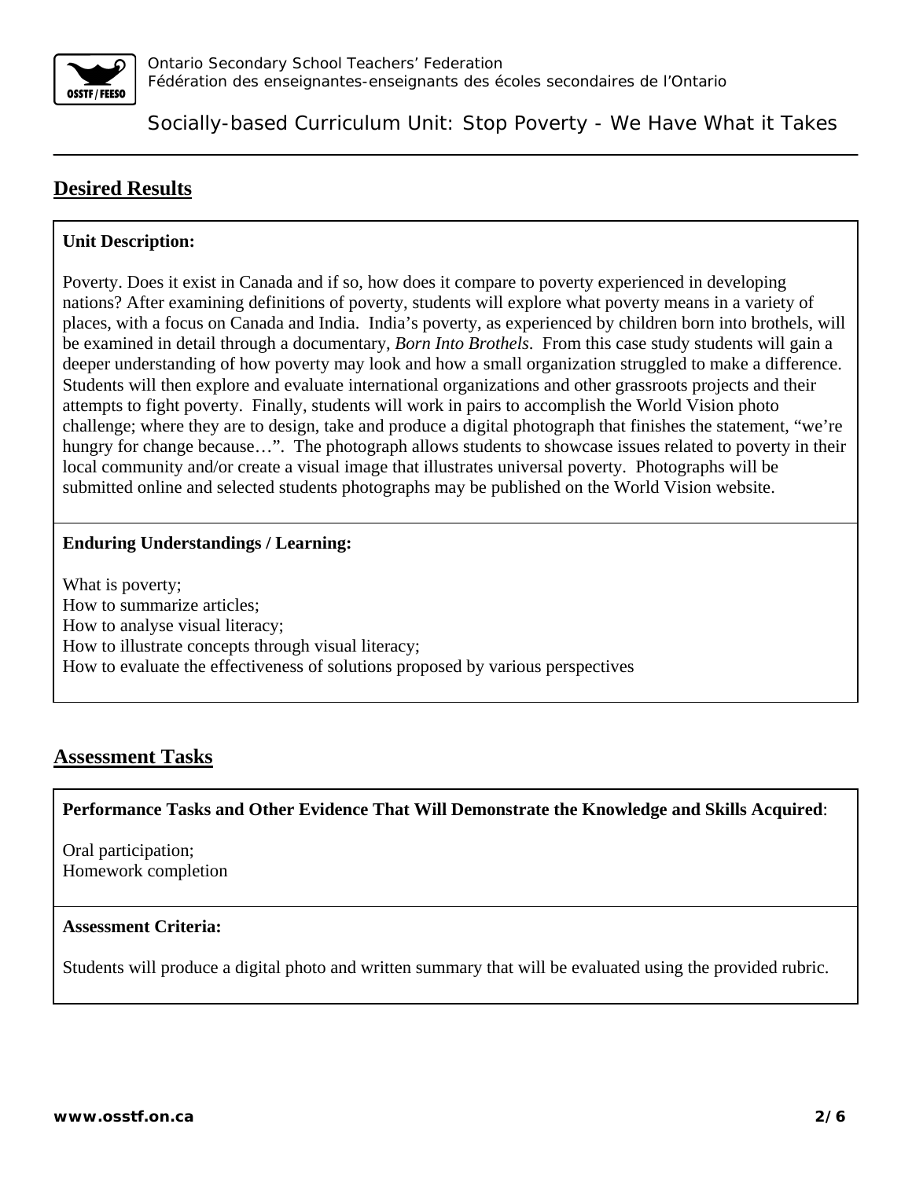## Desired Results

**Unit Description:**

Poverty. Does it exist in Canada and if so, how does it compare to poverty experienced in developing nations? After examining definitions of poverty, students will explore what poverty means in a variety of places, with a focus on Canada and India. India's poverty, as experienced by children born into brothels, will be examined in detail through a documentary, *Born Into Brothels*. From this case study students will gain a deeper understanding of how poverty may look and how a small organization struggled to make a difference. Students will then explore and evaluate international organizations and other grassroots projects and their attempts to fight poverty. Finally, students will work in pairs to accomplish the World Vision photo challenge; where they are to design, take and produce a digital photograph that finishes the statement, "we're hungry for change because…". The photograph allows students to showcase issues related to poverty in their local community and/or create a visual image that illustrates universal poverty. Photographs will be submitted online and selected students photographs may be published on the World Vision website.

**Enduring Understandings / Learning:**

What is poverty;
How to summarize articles;
How to analyse visual literacy;
How to illustrate concepts through visual literacy;
How to evaluate the effectiveness of solutions proposed by various perspectives

## Assessment Tasks

**Performance Tasks and Other Evidence That Will Demonstrate the Knowledge and Skills Acquired**:

Oral participation;
Homework completion

**Assessment Criteria:**

Students will produce a digital photo and written summary that will be evaluated using the provided rubric.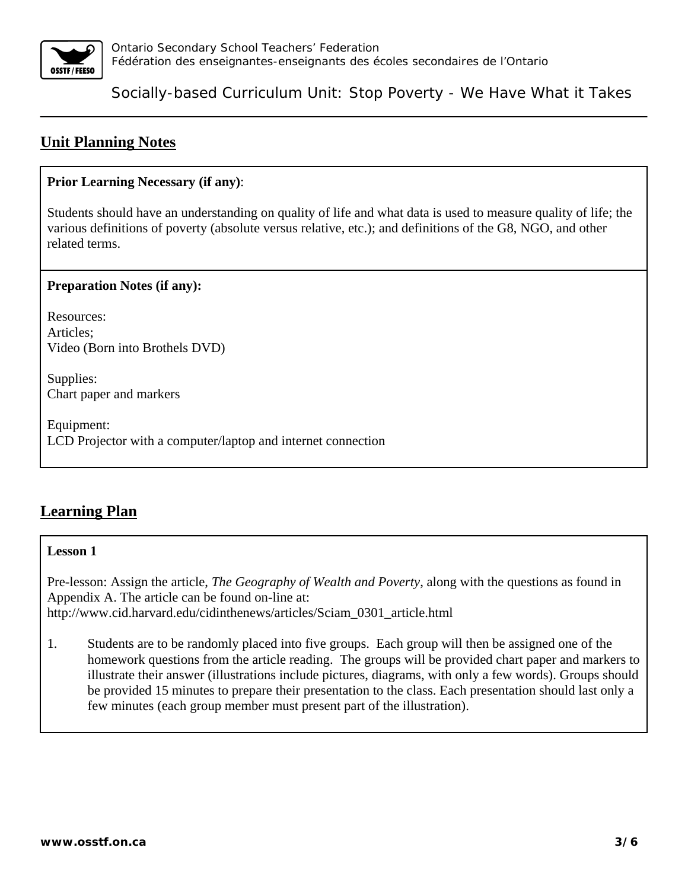## Unit Planning Notes

**Prior Learning Necessary (if any)**:

Students should have an understanding on quality of life and what data is used to measure quality of life; the various definitions of poverty (absolute versus relative, etc.); and definitions of the G8, NGO, and other related terms.

**Preparation Notes (if any):**

Resources:
Articles;
Video (Born into Brothels DVD)

Supplies:
Chart paper and markers

Equipment:
LCD Projector with a computer/laptop and internet connection

## Learning Plan

**Lesson 1**

Pre-lesson: Assign the article, *The Geography of Wealth and Poverty*, along with the questions as found in Appendix A. The article can be found on-line at:
http://www.cid.harvard.edu/cidinthenews/articles/Sciam_0301_article.html

1. Students are to be randomly placed into five groups. Each group will then be assigned one of the homework questions from the article reading. The groups will be provided chart paper and markers to illustrate their answer (illustrations include pictures, diagrams, with only a few words). Groups should be provided 15 minutes to prepare their presentation to the class. Each presentation should last only a few minutes (each group member must present part of the illustration).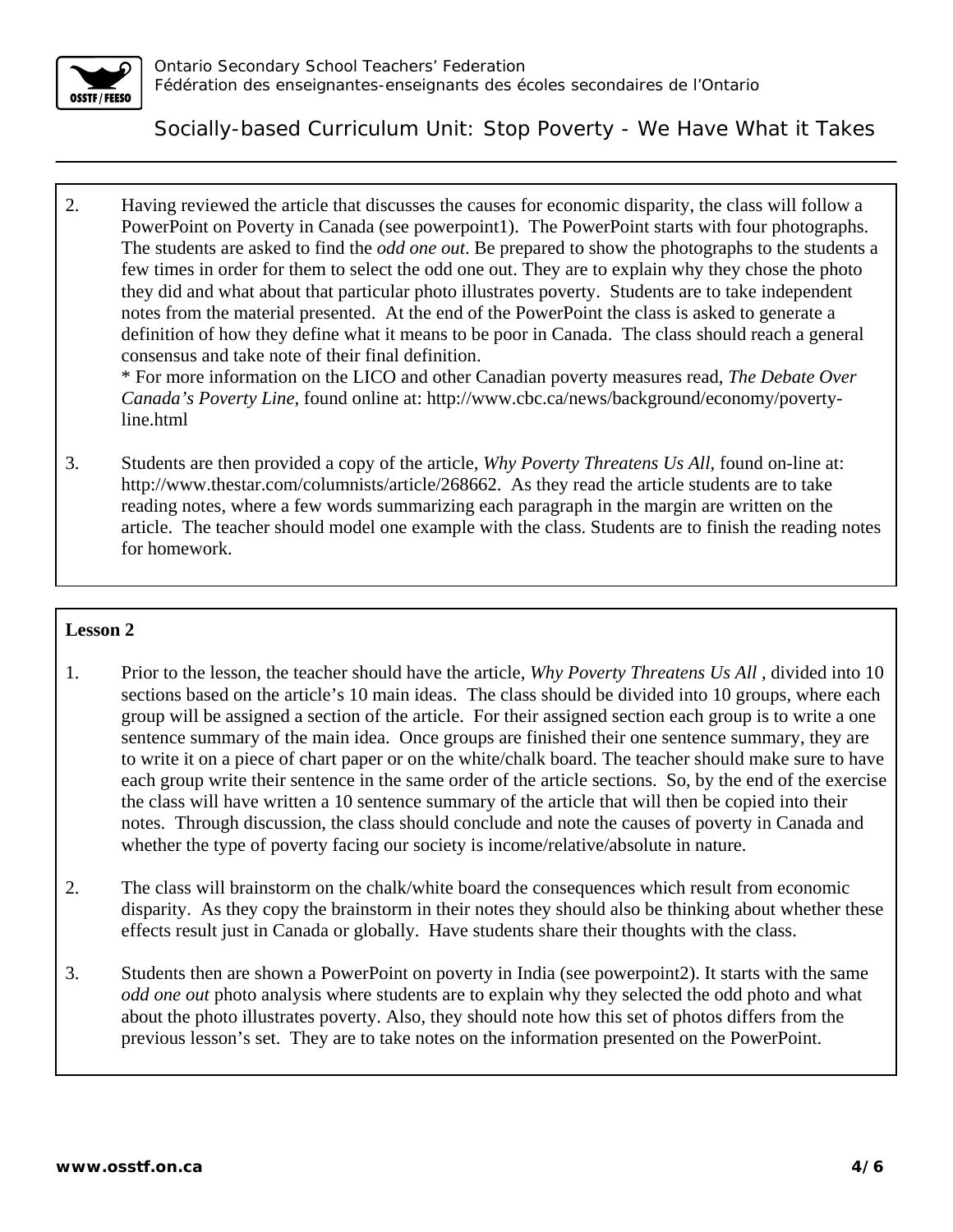2. Having reviewed the article that discusses the causes for economic disparity, the class will follow a PowerPoint on Poverty in Canada (see powerpoint1). The PowerPoint starts with four photographs. The students are asked to find the *odd one out*. Be prepared to show the photographs to the students a few times in order for them to select the odd one out. They are to explain why they chose the photo they did and what about that particular photo illustrates poverty. Students are to take independent notes from the material presented. At the end of the PowerPoint the class is asked to generate a definition of how they define what it means to be poor in Canada. The class should reach a general consensus and take note of their final definition.
   * For more information on the LICO and other Canadian poverty measures read, *The Debate Over Canada's Poverty Line*, found online at: http://www.cbc.ca/news/background/economy/poverty-line.html

3. Students are then provided a copy of the article, *Why Poverty Threatens Us All*, found on-line at: http://www.thestar.com/columnists/article/268662. As they read the article students are to take reading notes, where a few words summarizing each paragraph in the margin are written on the article. The teacher should model one example with the class. Students are to finish the reading notes for homework.

**Lesson 2**

1. Prior to the lesson, the teacher should have the article, *Why Poverty Threatens Us All* , divided into 10 sections based on the article's 10 main ideas. The class should be divided into 10 groups, where each group will be assigned a section of the article. For their assigned section each group is to write a one sentence summary of the main idea. Once groups are finished their one sentence summary, they are to write it on a piece of chart paper or on the white/chalk board. The teacher should make sure to have each group write their sentence in the same order of the article sections. So, by the end of the exercise the class will have written a 10 sentence summary of the article that will then be copied into their notes. Through discussion, the class should conclude and note the causes of poverty in Canada and whether the type of poverty facing our society is income/relative/absolute in nature.

2. The class will brainstorm on the chalk/white board the consequences which result from economic disparity. As they copy the brainstorm in their notes they should also be thinking about whether these effects result just in Canada or globally. Have students share their thoughts with the class.

3. Students then are shown a PowerPoint on poverty in India (see powerpoint2). It starts with the same *odd one out* photo analysis where students are to explain why they selected the odd photo and what about the photo illustrates poverty. Also, they should note how this set of photos differs from the previous lesson's set. They are to take notes on the information presented on the PowerPoint.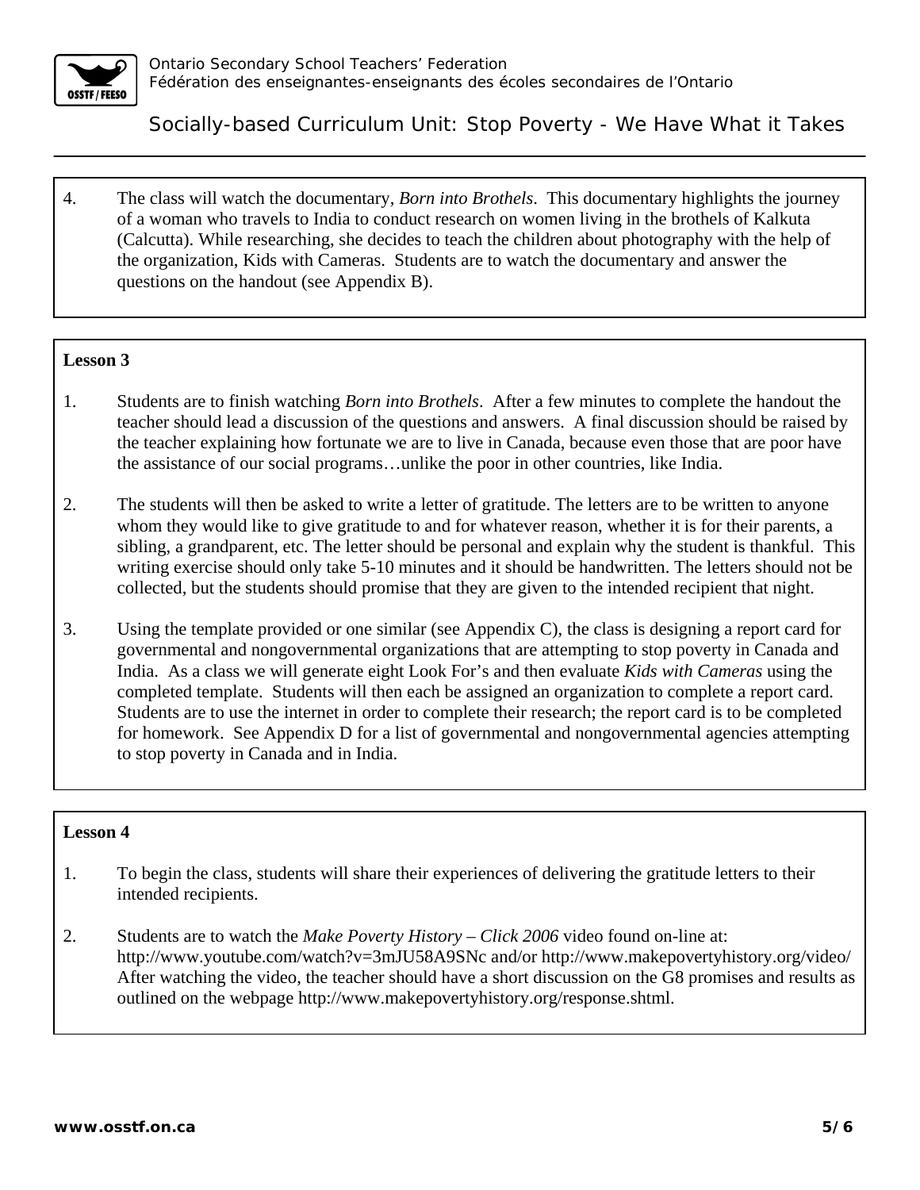4. The class will watch the documentary, *Born into Brothels*. This documentary highlights the journey of a woman who travels to India to conduct research on women living in the brothels of Kalkuta (Calcutta). While researching, she decides to teach the children about photography with the help of the organization, Kids with Cameras. Students are to watch the documentary and answer the questions on the handout (see Appendix B).

**Lesson 3**

1. Students are to finish watching *Born into Brothels*. After a few minutes to complete the handout the teacher should lead a discussion of the questions and answers. A final discussion should be raised by the teacher explaining how fortunate we are to live in Canada, because even those that are poor have the assistance of our social programs…unlike the poor in other countries, like India.

2. The students will then be asked to write a letter of gratitude. The letters are to be written to anyone whom they would like to give gratitude to and for whatever reason, whether it is for their parents, a sibling, a grandparent, etc. The letter should be personal and explain why the student is thankful. This writing exercise should only take 5-10 minutes and it should be handwritten. The letters should not be collected, but the students should promise that they are given to the intended recipient that night.

3. Using the template provided or one similar (see Appendix C), the class is designing a report card for governmental and nongovernmental organizations that are attempting to stop poverty in Canada and India. As a class we will generate eight Look For's and then evaluate *Kids with Cameras* using the completed template. Students will then each be assigned an organization to complete a report card. Students are to use the internet in order to complete their research; the report card is to be completed for homework. See Appendix D for a list of governmental and nongovernmental agencies attempting to stop poverty in Canada and in India.

**Lesson 4**

1. To begin the class, students will share their experiences of delivering the gratitude letters to their intended recipients.

2. Students are to watch the *Make Poverty History – Click 2006* video found on-line at: http://www.youtube.com/watch?v=3mJU58A9SNc and/or http://www.makepovertyhistory.org/video/ After watching the video, the teacher should have a short discussion on the G8 promises and results as outlined on the webpage http://www.makepovertyhistory.org/response.shtml.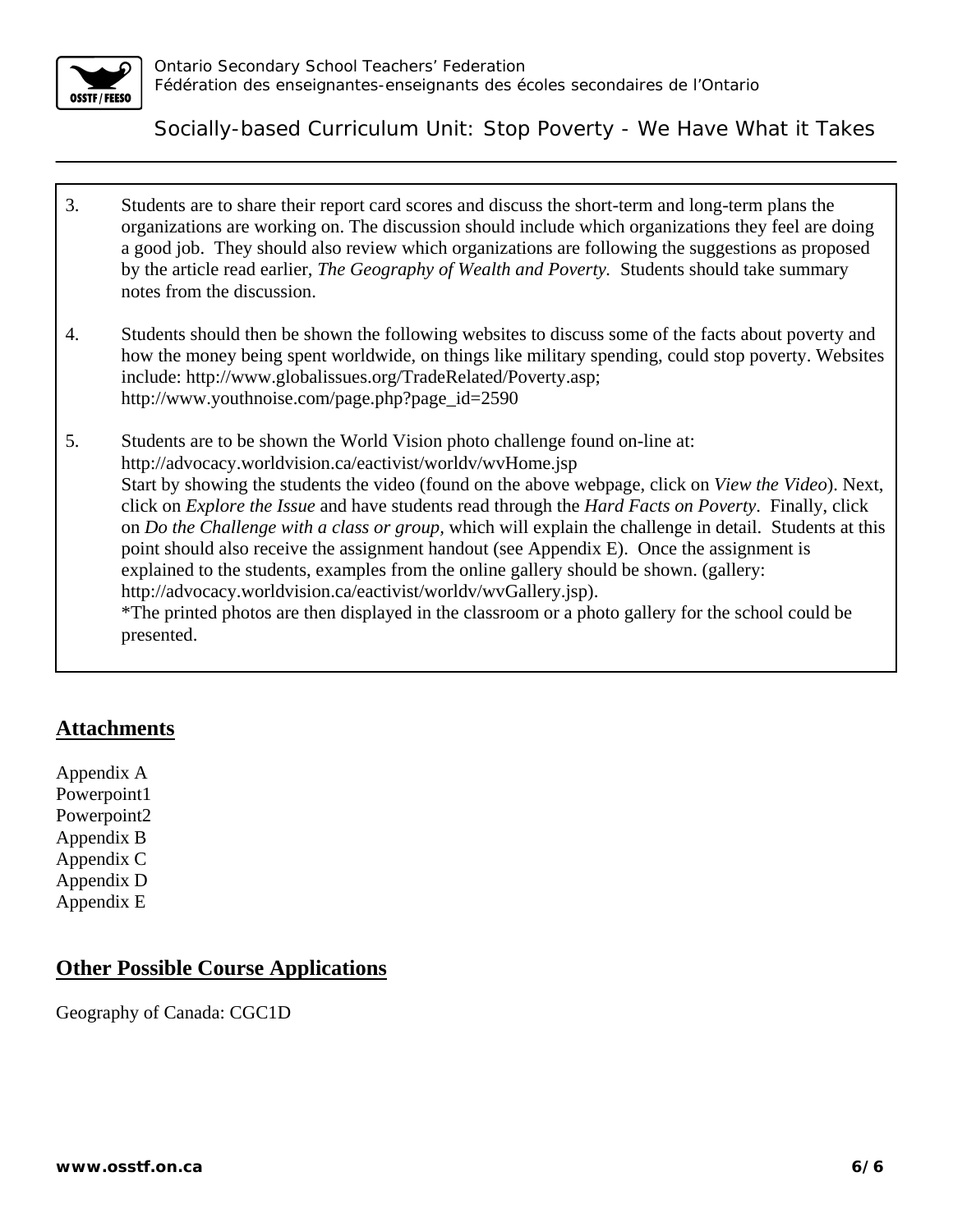3. Students are to share their report card scores and discuss the short-term and long-term plans the organizations are working on. The discussion should include which organizations they feel are doing a good job. They should also review which organizations are following the suggestions as proposed by the article read earlier, *The Geography of Wealth and Poverty.* Students should take summary notes from the discussion.

4. Students should then be shown the following websites to discuss some of the facts about poverty and how the money being spent worldwide, on things like military spending, could stop poverty. Websites include: http://www.globalissues.org/TradeRelated/Poverty.asp; http://www.youthnoise.com/page.php?page_id=2590

5. Students are to be shown the World Vision photo challenge found on-line at: http://advocacy.worldvision.ca/eactivist/worldv/wvHome.jsp
   Start by showing the students the video (found on the above webpage, click on *View the Video*). Next, click on *Explore the Issue* and have students read through the *Hard Facts on Poverty*. Finally, click on *Do the Challenge with a class or group,* which will explain the challenge in detail. Students at this point should also receive the assignment handout (see Appendix E). Once the assignment is explained to the students, examples from the online gallery should be shown. (gallery: http://advocacy.worldvision.ca/eactivist/worldv/wvGallery.jsp).
   *The printed photos are then displayed in the classroom or a photo gallery for the school could be presented.

## Attachments

Appendix A
Powerpoint1
Powerpoint2
Appendix B
Appendix C
Appendix D
Appendix E

## Other Possible Course Applications

Geography of Canada: CGC1D